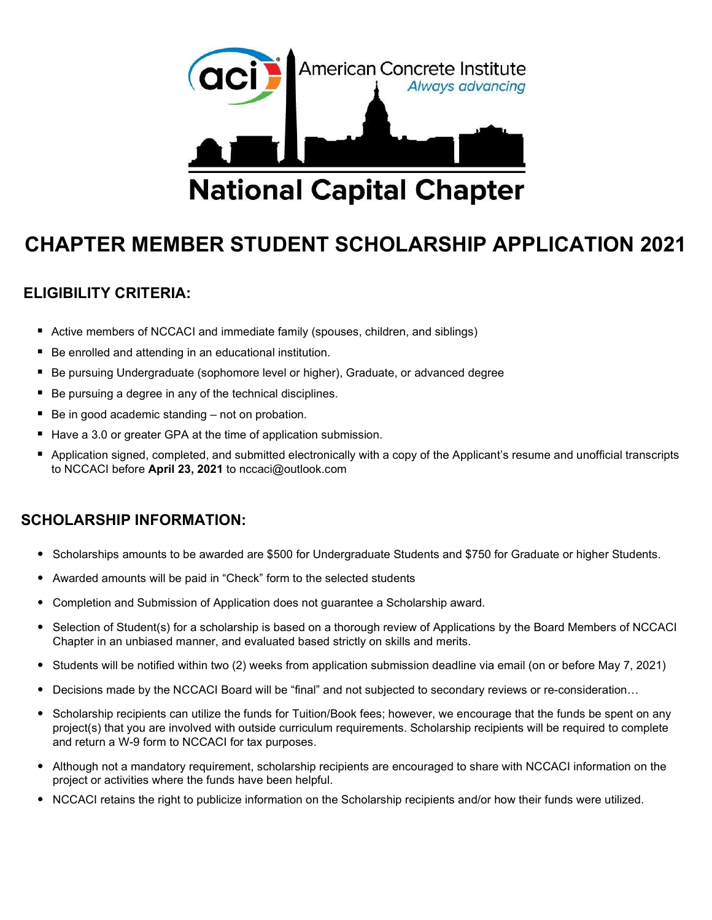American Concrete Institute
*Always advancing*

# National Capital Chapter

# CHAPTER MEMBER STUDENT SCHOLARSHIP APPLICATION 2021

## ELIGIBILITY CRITERIA:

- Active members of NCCACI and immediate family (spouses, children, and siblings)
- Be enrolled and attending in an educational institution.
- Be pursuing Undergraduate (sophomore level or higher), Graduate, or advanced degree
- Be pursuing a degree in any of the technical disciplines.
- Be in good academic standing – not on probation.
- Have a 3.0 or greater GPA at the time of application submission.
- Application signed, completed, and submitted electronically with a copy of the Applicant's resume and unofficial transcripts to NCCACI before **April 23, 2021** to nccaci@outlook.com

## SCHOLARSHIP INFORMATION:

- Scholarships amounts to be awarded are $500 for Undergraduate Students and $750 for Graduate or higher Students.
- Awarded amounts will be paid in "Check" form to the selected students
- Completion and Submission of Application does not guarantee a Scholarship award.
- Selection of Student(s) for a scholarship is based on a thorough review of Applications by the Board Members of NCCACI Chapter in an unbiased manner, and evaluated based strictly on skills and merits.
- Students will be notified within two (2) weeks from application submission deadline via email (on or before May 7, 2021)
- Decisions made by the NCCACI Board will be "final" and not subjected to secondary reviews or re-consideration…
- Scholarship recipients can utilize the funds for Tuition/Book fees; however, we encourage that the funds be spent on any project(s) that you are involved with outside curriculum requirements. Scholarship recipients will be required to complete and return a W-9 form to NCCACI for tax purposes.
- Although not a mandatory requirement, scholarship recipients are encouraged to share with NCCACI information on the project or activities where the funds have been helpful.
- NCCACI retains the right to publicize information on the Scholarship recipients and/or how their funds were utilized.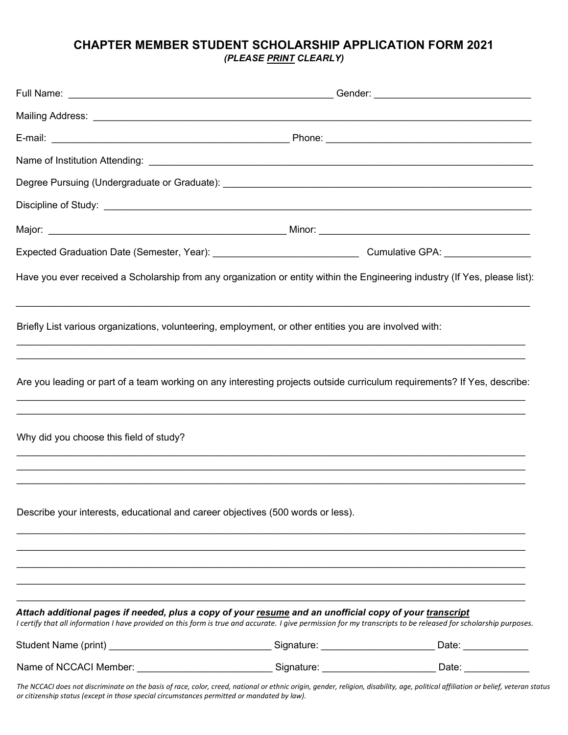# CHAPTER MEMBER STUDENT SCHOLARSHIP APPLICATION FORM 2021

*(PLEASE PRINT CLEARLY)*

Full Name: ________________________________________________ Gender: ____________________________

Mailing Address: ______________________________________________________________________________

E-mail: ____________________________________________ Phone: ____________________________________

Name of Institution Attending: __________________________________________________________________

Degree Pursuing (Undergraduate or Graduate): _______________________________________________________

Discipline of Study: __________________________________________________________________________

Major: ____________________________________________ Minor: ___________________________________

Expected Graduation Date (Semester, Year): ___________________________ Cumulative GPA: _______________

Have you ever received a Scholarship from any organization or entity within the Engineering industry (If Yes, please list):

_______________________________________________________________________________________________

Briefly List various organizations, volunteering, employment, or other entities you are involved with:

_______________________________________________________________________________________________

_______________________________________________________________________________________________

Are you leading or part of a team working on any interesting projects outside curriculum requirements? If Yes, describe:

_______________________________________________________________________________________________

_______________________________________________________________________________________________

Why did you choose this field of study?

_______________________________________________________________________________________________

_______________________________________________________________________________________________

_______________________________________________________________________________________________

Describe your interests, educational and career objectives (500 words or less).

_______________________________________________________________________________________________

_______________________________________________________________________________________________

_______________________________________________________________________________________________

_______________________________________________________________________________________________

_______________________________________________________________________________________________

***Attach additional pages if needed, plus a copy of your resume and an unofficial copy of your transcript***

*I certify that all information I have provided on this form is true and accurate. I give permission for my transcripts to be released for scholarship purposes.*

Student Name (print) ______________________________ Signature: ____________________ Date: ____________

Name of NCCACI Member: ________________________ Signature: ____________________ Date: ____________

*The NCCACI does not discriminate on the basis of race, color, creed, national or ethnic origin, gender, religion, disability, age, political affiliation or belief, veteran status or citizenship status (except in those special circumstances permitted or mandated by law).*